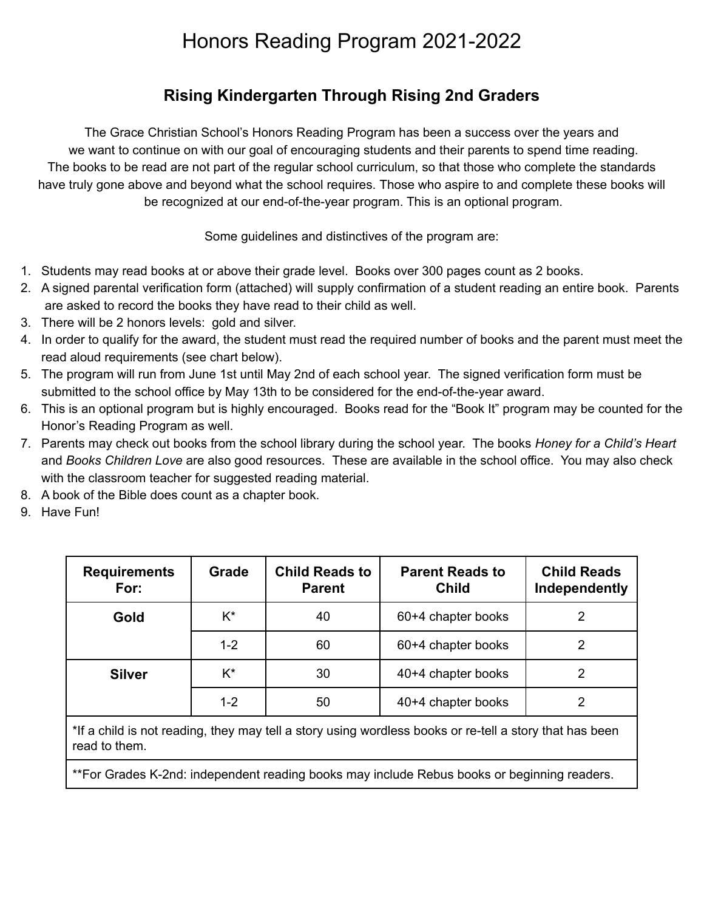# Honors Reading Program 2021-2022

## Rising Kindergarten Through Rising 2nd Graders

The Grace Christian School's Honors Reading Program has been a success over the years and we want to continue on with our goal of encouraging students and their parents to spend time reading. The books to be read are not part of the regular school curriculum, so that those who complete the standards have truly gone above and beyond what the school requires. Those who aspire to and complete these books will be recognized at our end-of-the-year program. This is an optional program.

Some guidelines and distinctives of the program are:

1. Students may read books at or above their grade level. Books over 300 pages count as 2 books.
2. A signed parental verification form (attached) will supply confirmation of a student reading an entire book. Parents are asked to record the books they have read to their child as well.
3. There will be 2 honors levels: gold and silver.
4. In order to qualify for the award, the student must read the required number of books and the parent must meet the read aloud requirements (see chart below).
5. The program will run from June 1st until May 2nd of each school year. The signed verification form must be submitted to the school office by May 13th to be considered for the end-of-the-year award.
6. This is an optional program but is highly encouraged. Books read for the "Book It" program may be counted for the Honor's Reading Program as well.
7. Parents may check out books from the school library during the school year. The books *Honey for a Child's Heart* and *Books Children Love* are also good resources. These are available in the school office. You may also check with the classroom teacher for suggested reading material.
8. A book of the Bible does count as a chapter book.
9. Have Fun!

| Requirements For: | Grade | Child Reads to Parent | Parent Reads to Child | Child Reads Independently |
|---|---|---|---|---|
| **Gold** | K* | 40 | 60+4 chapter books | 2 |
| | 1-2 | 60 | 60+4 chapter books | 2 |
| **Silver** | K* | 30 | 40+4 chapter books | 2 |
| | 1-2 | 50 | 40+4 chapter books | 2 |

*If a child is not reading, they may tell a story using wordless books or re-tell a story that has been read to them.

**For Grades K-2nd: independent reading books may include Rebus books or beginning readers.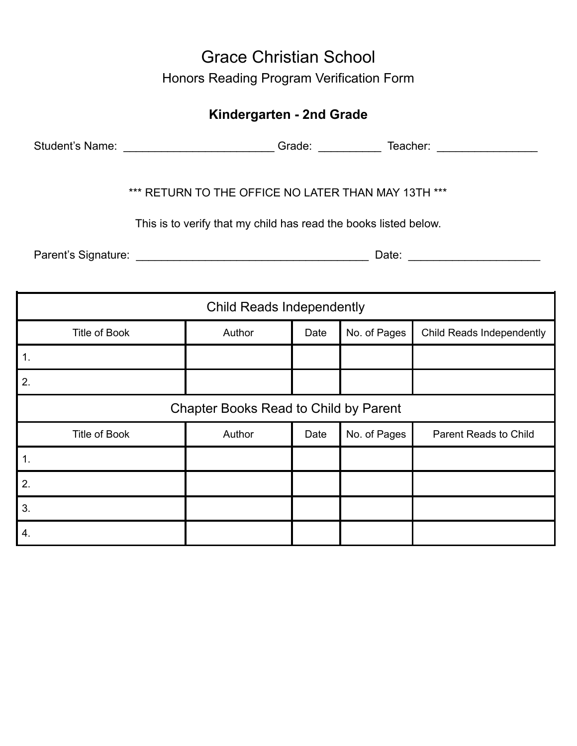# Grace Christian School

## Honors Reading Program Verification Form

### Kindergarten - 2nd Grade

Student's Name: ________________________ Grade: __________ Teacher: ________________

*** RETURN TO THE OFFICE NO LATER THAN MAY 13TH ***

This is to verify that my child has read the books listed below.

Parent's Signature: _____________________________________ Date: _____________________

| Child Reads Independently | | | | |
|---|---|---|---|---|
| Title of Book | Author | Date | No. of Pages | Child Reads Independently |
| 1. | | | | |
| 2. | | | | |
| **Chapter Books Read to Child by Parent** | | | | |
| Title of Book | Author | Date | No. of Pages | Parent Reads to Child |
| 1. | | | | |
| 2. | | | | |
| 3. | | | | |
| 4. | | | | |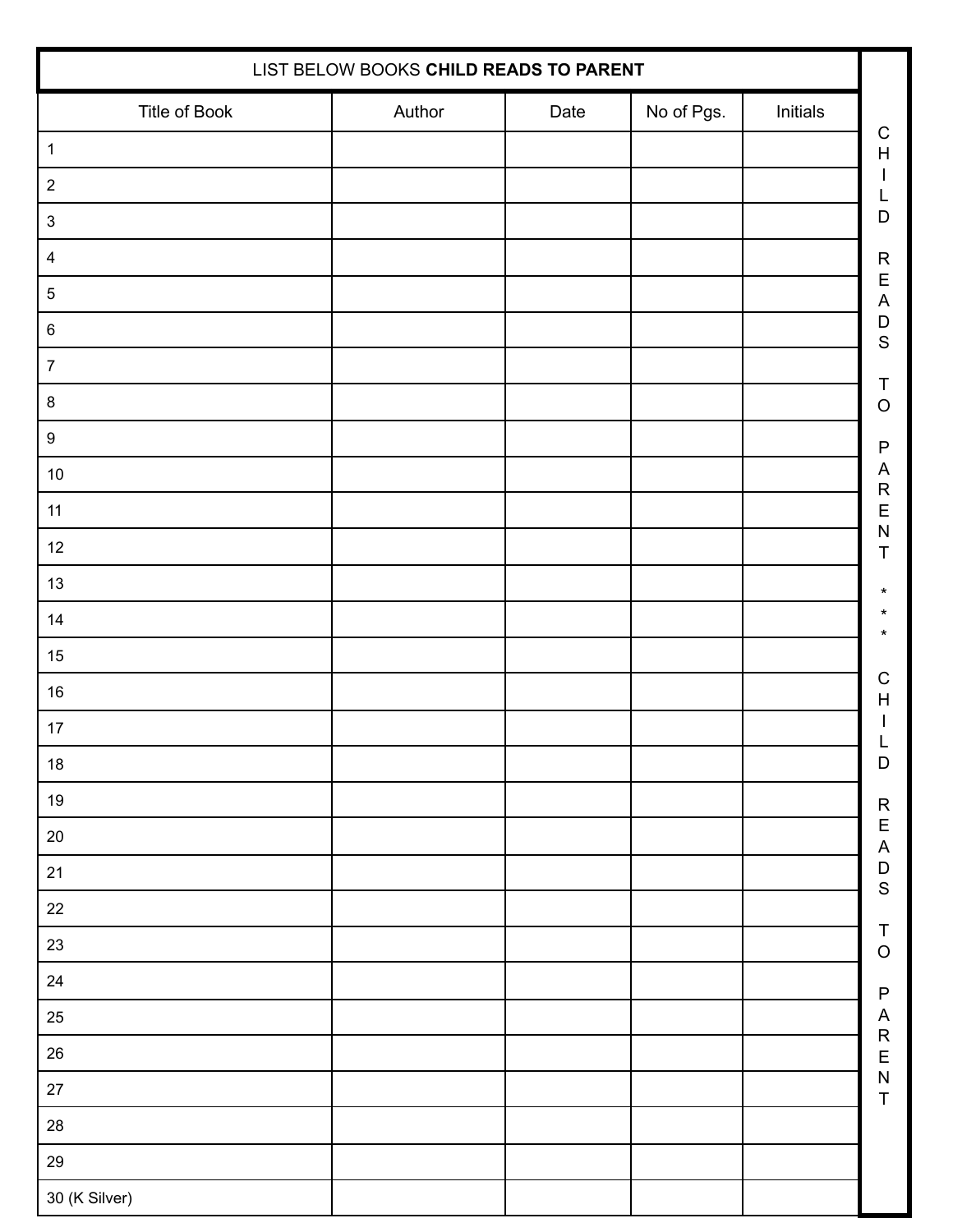LIST BELOW BOOKS **CHILD READS TO PARENT**

| Title of Book | Author | Date | No of Pgs. | Initials |
|---|---|---|---|---|
| 1 | | | | |
| 2 | | | | |
| 3 | | | | |
| 4 | | | | |
| 5 | | | | |
| 6 | | | | |
| 7 | | | | |
| 8 | | | | |
| 9 | | | | |
| 10 | | | | |
| 11 | | | | |
| 12 | | | | |
| 13 | | | | |
| 14 | | | | |
| 15 | | | | |
| 16 | | | | |
| 17 | | | | |
| 18 | | | | |
| 19 | | | | |
| 20 | | | | |
| 21 | | | | |
| 22 | | | | |
| 23 | | | | |
| 24 | | | | |
| 25 | | | | |
| 26 | | | | |
| 27 | | | | |
| 28 | | | | |
| 29 | | | | |
| 30 (K Silver) | | | | |

CHILD READS TO PARENT *** CHILD READS TO PARENT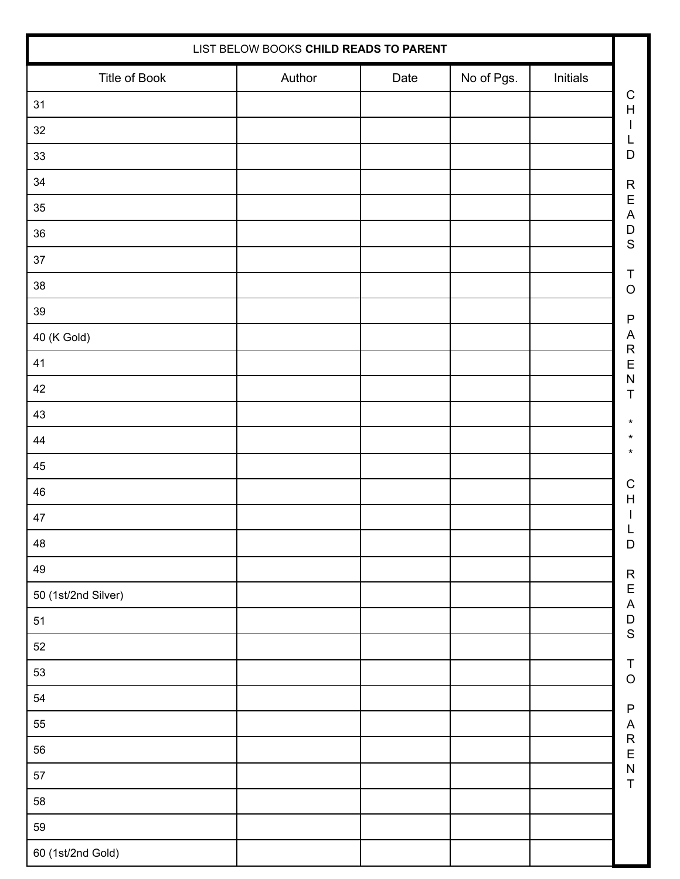| LIST BELOW BOOKS **CHILD READS TO PARENT** | | | | |
|---|---|---|---|---|
| Title of Book | Author | Date | No of Pgs. | Initials |
| 31 | | | | |
| 32 | | | | |
| 33 | | | | |
| 34 | | | | |
| 35 | | | | |
| 36 | | | | |
| 37 | | | | |
| 38 | | | | |
| 39 | | | | |
| 40 (K Gold) | | | | |
| 41 | | | | |
| 42 | | | | |
| 43 | | | | |
| 44 | | | | |
| 45 | | | | |
| 46 | | | | |
| 47 | | | | |
| 48 | | | | |
| 49 | | | | |
| 50 (1st/2nd Silver) | | | | |
| 51 | | | | |
| 52 | | | | |
| 53 | | | | |
| 54 | | | | |
| 55 | | | | |
| 56 | | | | |
| 57 | | | | |
| 58 | | | | |
| 59 | | | | |
| 60 (1st/2nd Gold) | | | | |

CHILD READS TO PARENT * * * CHILD READS TO PARENT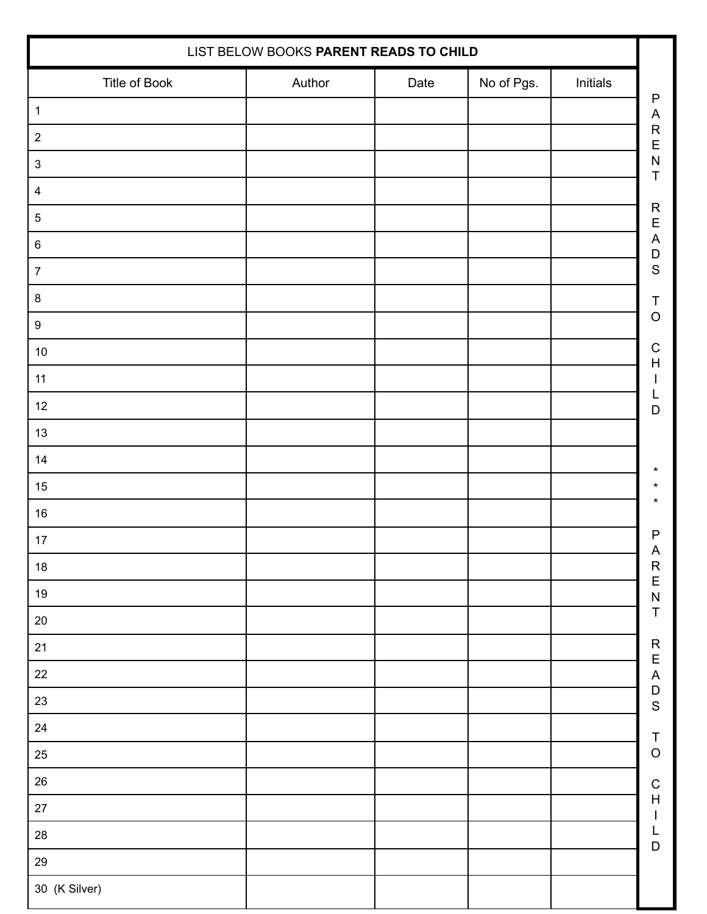## LIST BELOW BOOKS **PARENT READS TO CHILD**

| Title of Book | Author | Date | No of Pgs. | Initials |
|---|---|---|---|---|
| 1 | | | | |
| 2 | | | | |
| 3 | | | | |
| 4 | | | | |
| 5 | | | | |
| 6 | | | | |
| 7 | | | | |
| 8 | | | | |
| 9 | | | | |
| 10 | | | | |
| 11 | | | | |
| 12 | | | | |
| 13 | | | | |
| 14 | | | | |
| 15 | | | | |
| 16 | | | | |
| 17 | | | | |
| 18 | | | | |
| 19 | | | | |
| 20 | | | | |
| 21 | | | | |
| 22 | | | | |
| 23 | | | | |
| 24 | | | | |
| 25 | | | | |
| 26 | | | | |
| 27 | | | | |
| 28 | | | | |
| 29 | | | | |
| 30 (K Silver) | | | | |

PARENT READS TO CHILD *** PARENT READS TO CHILD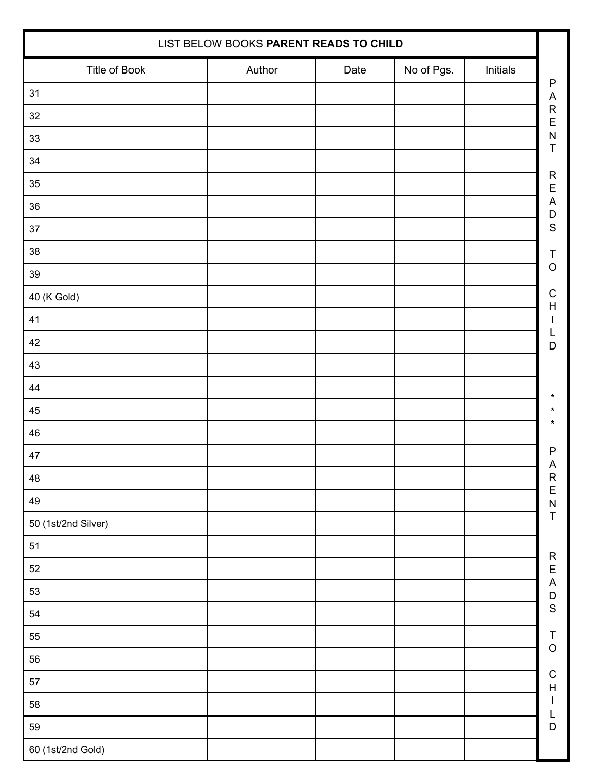| LIST BELOW BOOKS **PARENT READS TO CHILD** | | | | |
|---|---|---|---|---|
| Title of Book | Author | Date | No of Pgs. | Initials |
| 31 | | | | |
| 32 | | | | |
| 33 | | | | |
| 34 | | | | |
| 35 | | | | |
| 36 | | | | |
| 37 | | | | |
| 38 | | | | |
| 39 | | | | |
| 40 (K Gold) | | | | |
| 41 | | | | |
| 42 | | | | |
| 43 | | | | |
| 44 | | | | |
| 45 | | | | |
| 46 | | | | |
| 47 | | | | |
| 48 | | | | |
| 49 | | | | |
| 50 (1st/2nd Silver) | | | | |
| 51 | | | | |
| 52 | | | | |
| 53 | | | | |
| 54 | | | | |
| 55 | | | | |
| 56 | | | | |
| 57 | | | | |
| 58 | | | | |
| 59 | | | | |
| 60 (1st/2nd Gold) | | | | |

PARENT READS TO CHILD *** PARENT READS TO CHILD